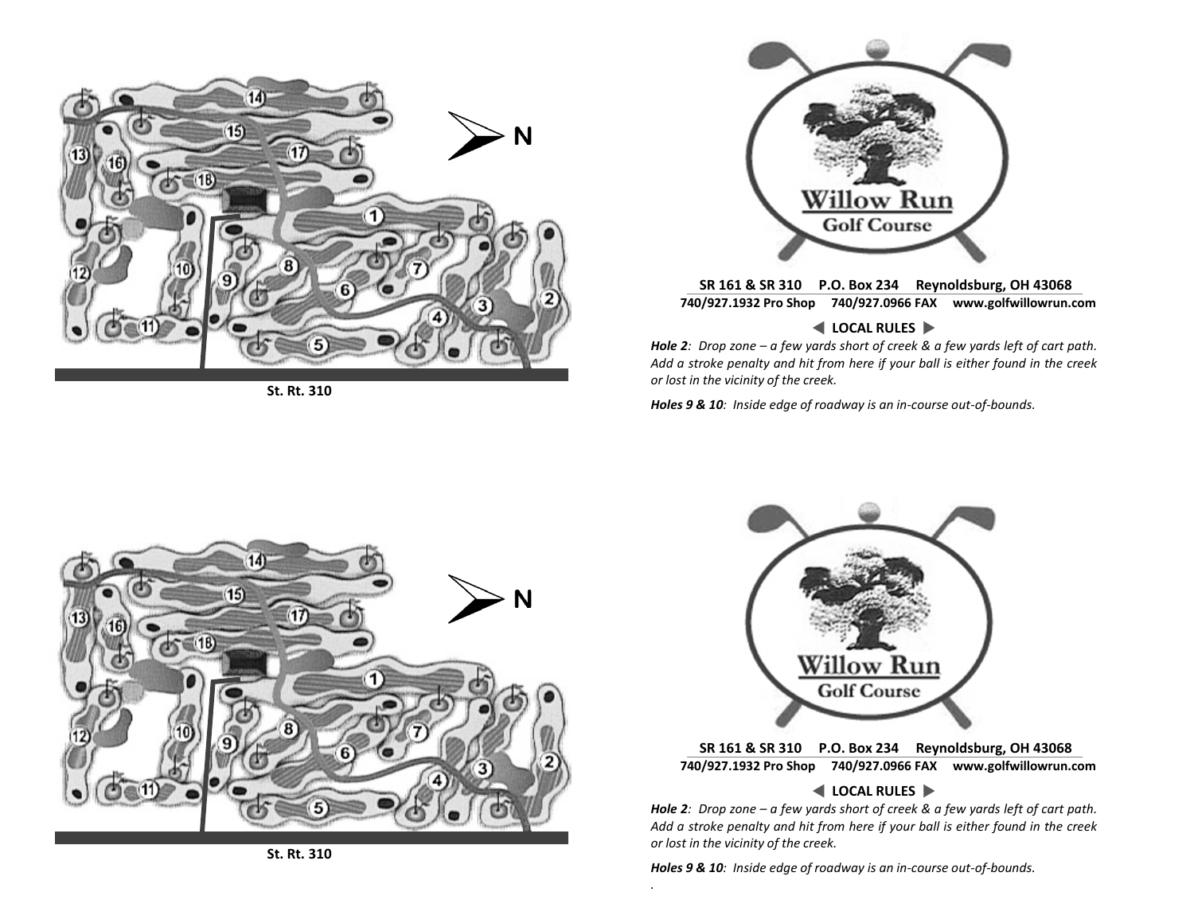N

St. Rt. 310

Willow Run
Golf Course

**SR 161 & SR 310  P.O. Box 234  Reynoldsburg, OH 43068**

**740/927.1932 Pro Shop  740/927.0966 FAX  www.golfwillowrun.com**

**◀ LOCAL RULES ▶**

***Hole 2**: Drop zone – a few yards short of creek & a few yards left of cart path. Add a stroke penalty and hit from here if your ball is either found in the creek or lost in the vicinity of the creek.*

***Holes 9 & 10**: Inside edge of roadway is an in-course out-of-bounds.*

N

St. Rt. 310

Willow Run
Golf Course

**SR 161 & SR 310  P.O. Box 234  Reynoldsburg, OH 43068**

**740/927.1932 Pro Shop  740/927.0966 FAX  www.golfwillowrun.com**

**◀ LOCAL RULES ▶**

***Hole 2**: Drop zone – a few yards short of creek & a few yards left of cart path. Add a stroke penalty and hit from here if your ball is either found in the creek or lost in the vicinity of the creek.*

***Holes 9 & 10**: Inside edge of roadway is an in-course out-of-bounds.*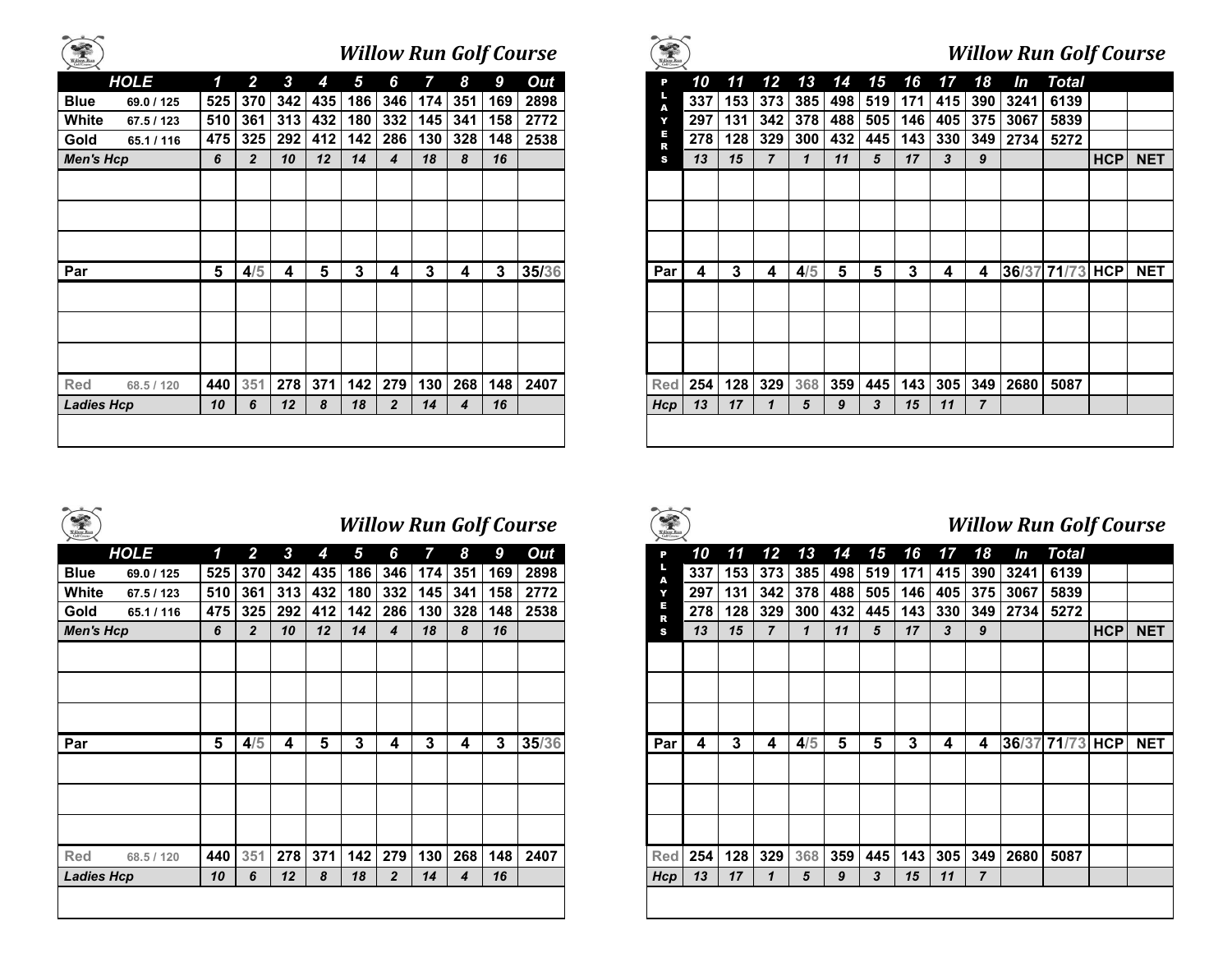## Willow Run Golf Course

| HOLE | | 1 | 2 | 3 | 4 | 5 | 6 | 7 | 8 | 9 | Out |
|---|---|---|---|---|---|---|---|---|---|---|---|
| Blue | 69.0 / 125 | 525 | 370 | 342 | 435 | 186 | 346 | 174 | 351 | 169 | 2898 |
| White | 67.5 / 123 | 510 | 361 | 313 | 432 | 180 | 332 | 145 | 341 | 158 | 2772 |
| Gold | 65.1 / 116 | 475 | 325 | 292 | 412 | 142 | 286 | 130 | 328 | 148 | 2538 |
| *Men's Hcp* | | *6* | *2* | *10* | *12* | *14* | *4* | *18* | *8* | *16* | |
| | | | | | | | | | | | |
| | | | | | | | | | | | |
| | | | | | | | | | | | |
| Par | | 5 | 4/5 | 4 | 5 | 3 | 4 | 3 | 4 | 3 | 35/36 |
| | | | | | | | | | | | |
| | | | | | | | | | | | |
| | | | | | | | | | | | |
| Red | 68.5 / 120 | 440 | 351 | 278 | 371 | 142 | 279 | 130 | 268 | 148 | 2407 |
| *Ladies Hcp* | | *10* | *6* | *12* | *8* | *18* | *2* | *14* | *4* | *16* | |

## Willow Run Golf Course

| PLAYERS | 10 | 11 | 12 | 13 | 14 | 15 | 16 | 17 | 18 | In | Total | | |
|---|---|---|---|---|---|---|---|---|---|---|---|---|---|
| | 337 | 153 | 373 | 385 | 498 | 519 | 171 | 415 | 390 | 3241 | 6139 | | |
| | 297 | 131 | 342 | 378 | 488 | 505 | 146 | 405 | 375 | 3067 | 5839 | | |
| | 278 | 128 | 329 | 300 | 432 | 445 | 143 | 330 | 349 | 2734 | 5272 | | |
| | *13* | *15* | *7* | *1* | *11* | *5* | *17* | *3* | *9* | | | HCP | NET |
| | | | | | | | | | | | | | |
| | | | | | | | | | | | | | |
| | | | | | | | | | | | | | |
| Par | 4 | 3 | 4 | 4/5 | 5 | 5 | 3 | 4 | 4 | 36/37 | 71/73 | HCP | NET |
| | | | | | | | | | | | | | |
| | | | | | | | | | | | | | |
| | | | | | | | | | | | | | |
| Red | 254 | 128 | 329 | 368 | 359 | 445 | 143 | 305 | 349 | 2680 | 5087 | | |
| *Hcp* | *13* | *17* | *1* | *5* | *9* | *3* | *15* | *11* | *7* | | | | |

## Willow Run Golf Course

| HOLE | | 1 | 2 | 3 | 4 | 5 | 6 | 7 | 8 | 9 | Out |
|---|---|---|---|---|---|---|---|---|---|---|---|
| Blue | 69.0 / 125 | 525 | 370 | 342 | 435 | 186 | 346 | 174 | 351 | 169 | 2898 |
| White | 67.5 / 123 | 510 | 361 | 313 | 432 | 180 | 332 | 145 | 341 | 158 | 2772 |
| Gold | 65.1 / 116 | 475 | 325 | 292 | 412 | 142 | 286 | 130 | 328 | 148 | 2538 |
| *Men's Hcp* | | *6* | *2* | *10* | *12* | *14* | *4* | *18* | *8* | *16* | |
| | | | | | | | | | | | |
| | | | | | | | | | | | |
| | | | | | | | | | | | |
| Par | | 5 | 4/5 | 4 | 5 | 3 | 4 | 3 | 4 | 3 | 35/36 |
| | | | | | | | | | | | |
| | | | | | | | | | | | |
| | | | | | | | | | | | |
| Red | 68.5 / 120 | 440 | 351 | 278 | 371 | 142 | 279 | 130 | 268 | 148 | 2407 |
| *Ladies Hcp* | | *10* | *6* | *12* | *8* | *18* | *2* | *14* | *4* | *16* | |

## Willow Run Golf Course

| PLAYERS | 10 | 11 | 12 | 13 | 14 | 15 | 16 | 17 | 18 | In | Total | | |
|---|---|---|---|---|---|---|---|---|---|---|---|---|---|
| | 337 | 153 | 373 | 385 | 498 | 519 | 171 | 415 | 390 | 3241 | 6139 | | |
| | 297 | 131 | 342 | 378 | 488 | 505 | 146 | 405 | 375 | 3067 | 5839 | | |
| | 278 | 128 | 329 | 300 | 432 | 445 | 143 | 330 | 349 | 2734 | 5272 | | |
| | *13* | *15* | *7* | *1* | *11* | *5* | *17* | *3* | *9* | | | HCP | NET |
| | | | | | | | | | | | | | |
| | | | | | | | | | | | | | |
| | | | | | | | | | | | | | |
| Par | 4 | 3 | 4 | 4/5 | 5 | 5 | 3 | 4 | 4 | 36/37 | 71/73 | HCP | NET |
| | | | | | | | | | | | | | |
| | | | | | | | | | | | | | |
| | | | | | | | | | | | | | |
| Red | 254 | 128 | 329 | 368 | 359 | 445 | 143 | 305 | 349 | 2680 | 5087 | | |
| *Hcp* | *13* | *17* | *1* | *5* | *9* | *3* | *15* | *11* | *7* | | | | |